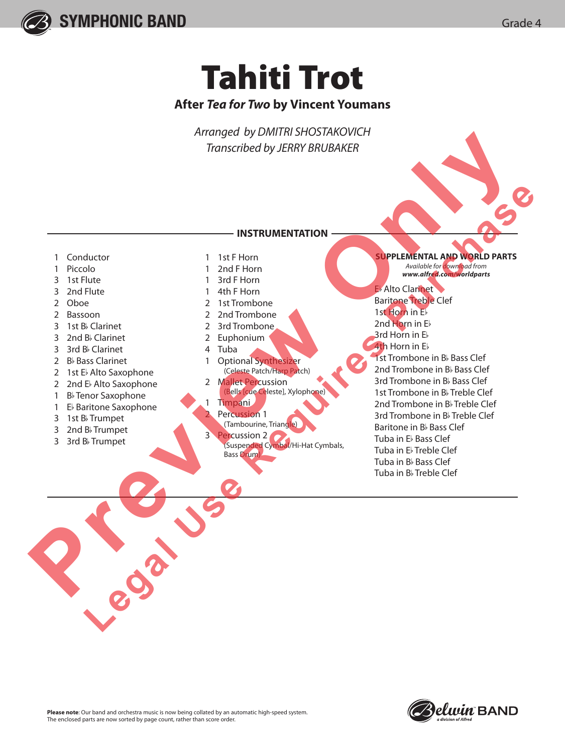SYMPHONIC BAND

Grade 4

# Tahiti Trot

## After *Tea for Two* by Vincent Youmans

*Arranged by DMITRI SHOSTAKOVICH*
*Transcribed by JERRY BRUBAKER*

### INSTRUMENTATION

1 Conductor
1 Piccolo
3 1st Flute
3 2nd Flute
2 Oboe
2 Bassoon
3 1st B♭ Clarinet
3 2nd B♭ Clarinet
3 3rd B♭ Clarinet
2 B♭ Bass Clarinet
2 1st E♭ Alto Saxophone
2 2nd E♭ Alto Saxophone
1 B♭ Tenor Saxophone
1 E♭ Baritone Saxophone
3 1st B♭ Trumpet
3 2nd B♭ Trumpet
3 3rd B♭ Trumpet

1 1st F Horn
1 2nd F Horn
1 3rd F Horn
1 4th F Horn
2 1st Trombone
2 2nd Trombone
2 3rd Trombone
2 Euphonium
4 Tuba
1 Optional Synthesizer
(Celeste Patch/Harp Patch)
2 Mallet Percussion
(Bells [cue Celeste], Xylophone)
1 Timpani
2 Percussion 1
(Tambourine, Triangle)
3 Percussion 2
(Suspended Cymbal/Hi-Hat Cymbals, Bass Drum)

**SUPPLEMENTAL AND WORLD PARTS**
*Available for download from* ***www.alfred.com/worldparts***

E♭ Alto Clarinet
Baritone Treble Clef
1st Horn in E♭
2nd Horn in E♭
3rd Horn in E♭
4th Horn in E♭
1st Trombone in B♭ Bass Clef
2nd Trombone in B♭ Bass Clef
3rd Trombone in B♭ Bass Clef
1st Trombone in B♭ Treble Clef
2nd Trombone in B♭ Treble Clef
3rd Trombone in B♭ Treble Clef
Baritone in B♭ Bass Clef
Tuba in E♭ Bass Clef
Tuba in E♭ Treble Clef
Tuba in B♭ Bass Clef
Tuba in B♭ Treble Clef

**Please note**: Our band and orchestra music is now being collated by an automatic high-speed system.
The enclosed parts are now sorted by page count, rather than score order.

Belwin BAND
a division of Alfred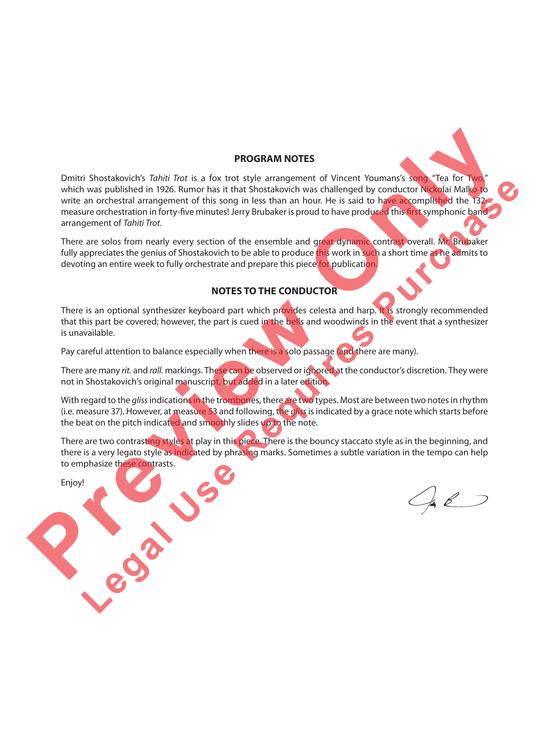## PROGRAM NOTES

Dmitri Shostakovich's *Tahiti Trot* is a fox trot style arrangement of Vincent Youmans's song "Tea for Two," which was published in 1926. Rumor has it that Shostakovich was challenged by conductor Nickolai Malko to write an orchestral arrangement of this song in less than an hour. He is said to have accomplished the 132-measure orchestration in forty-five minutes! Jerry Brubaker is proud to have produced this first symphonic band arrangement of *Tahiti Trot*.

There are solos from nearly every section of the ensemble and great dynamic contrast overall. Mr. Brubaker fully appreciates the genius of Shostakovich to be able to produce this work in such a short time as he admits to devoting an entire week to fully orchestrate and prepare this piece for publication.

## NOTES TO THE CONDUCTOR

There is an optional synthesizer keyboard part which provides celesta and harp. It is strongly recommended that this part be covered; however, the part is cued in the bells and woodwinds in the event that a synthesizer is unavailable.

Pay careful attention to balance especially when there is a solo passage (and there are many).

There are many *rit.* and *rall.* markings. These can be observed or ignored at the conductor's discretion. They were not in Shostakovich's original manuscript, but added in a later edition.

With regard to the *gliss* indications in the trombones, there are two types. Most are between two notes in rhythm (i.e. measure 37). However, at measure 53 and following, the *gliss* is indicated by a grace note which starts before the beat on the pitch indicated and smoothly slides up to the note.

There are two contrasting styles at play in this piece. There is the bouncy staccato style as in the beginning, and there is a very legato style as indicated by phrasing marks. Sometimes a subtle variation in the tempo can help to emphasize these contrasts.

Enjoy!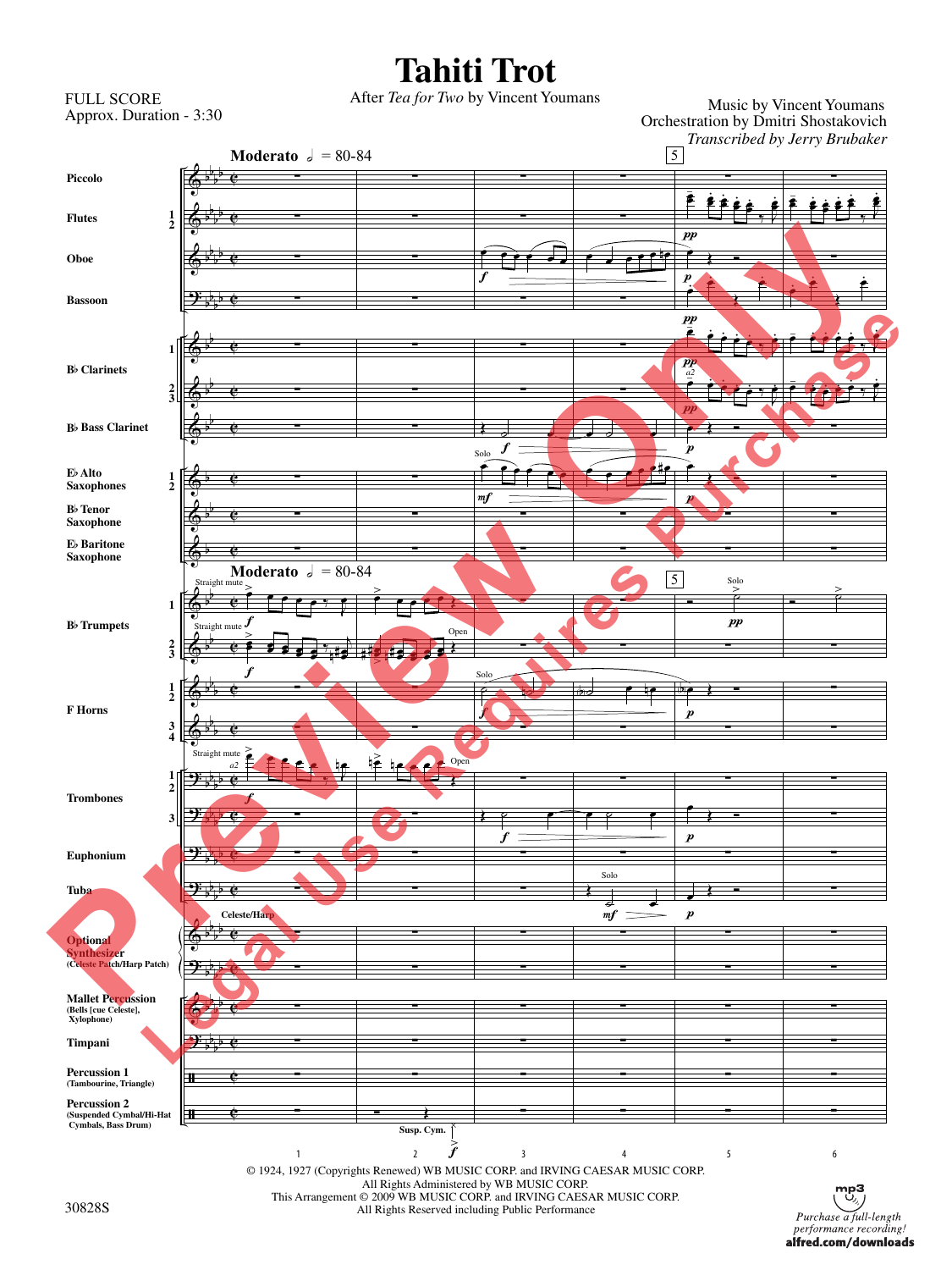# Tahiti Trot

After *Tea for Two* by Vincent Youmans

FULL SCORE
Approx. Duration - 3:30

Music by Vincent Youmans
Orchestration by Dmitri Shostakovich
*Transcribed by Jerry Brubaker*

© 1924, 1927 (Copyrights Renewed) WB MUSIC CORP. and IRVING CAESAR MUSIC CORP.
All Rights Administered by WB MUSIC CORP.
This Arrangement © 2009 WB MUSIC CORP. and IRVING CAESAR MUSIC CORP.
All Rights Reserved including Public Performance

30828S

*Purchase a full-length performance recording!*
**alfred.com/downloads**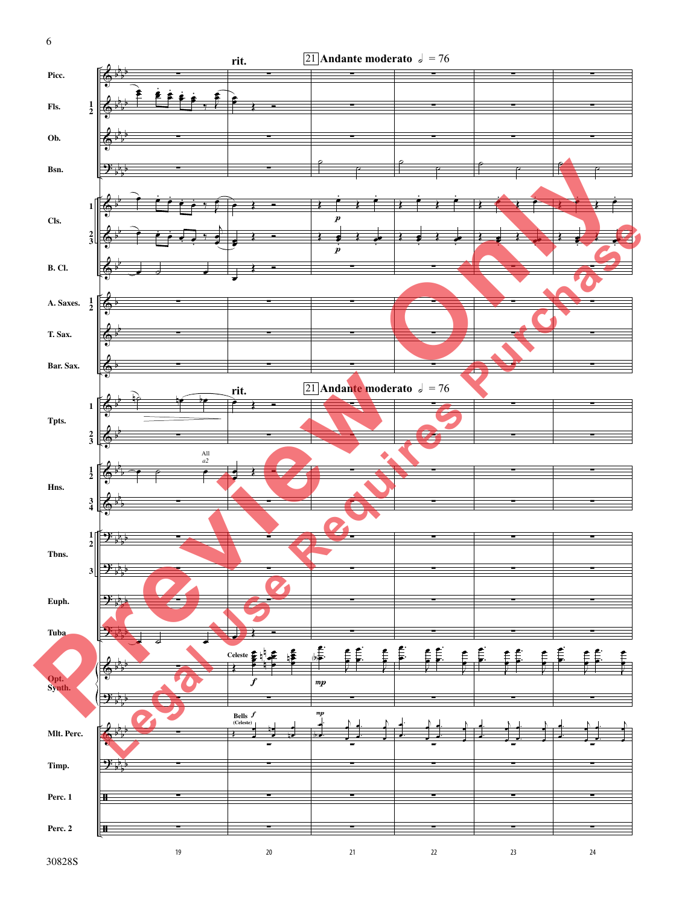rit.

21 Andante moderato 𝅗𝅥 = 76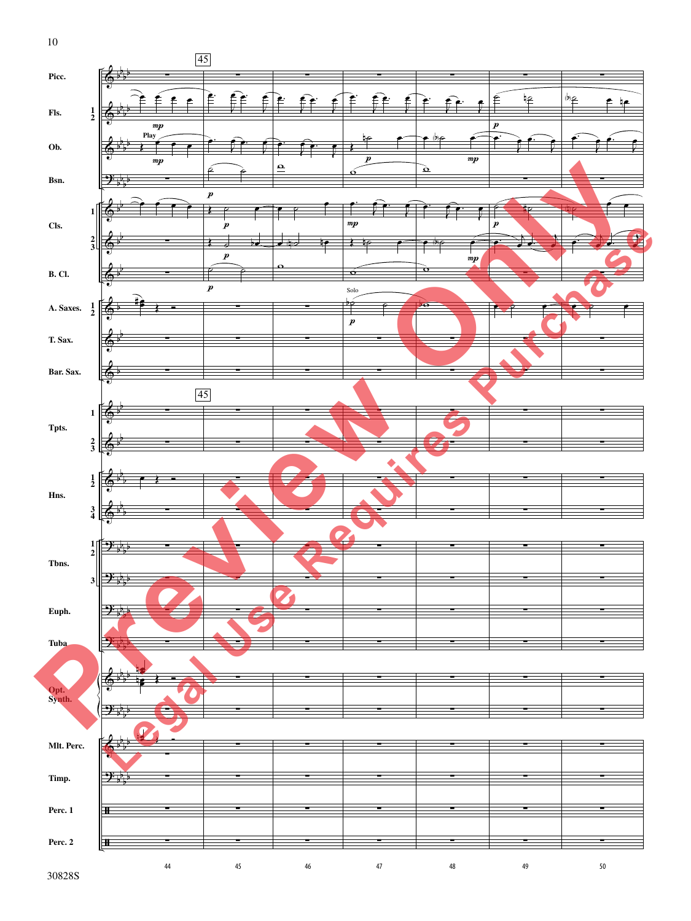45

| Picc. |
|---|
| Fls. 1 2 |
| Ob. |
| Bsn. |
| Cls. 1 |
| Cls. 2 3 |
| B. Cl. |
| A. Saxes. 1 2 |
| T. Sax. |
| Bar. Sax. |
| Tpts. 1 |
| Tpts. 2 3 |
| Hns. 1 2 |
| Hns. 3 4 |
| Tbns. 1 2 |
| Tbns. 3 |
| Euph. |
| Tuba |
| Opt. Synth. |
| Mlt. Perc. |
| Timp. |
| Perc. 1 |
| Perc. 2 |

Play

*mp*

*p*

Solo

44 45 46 47 48 49 50

30828S

Preview Only
Legal Use Requires Purchase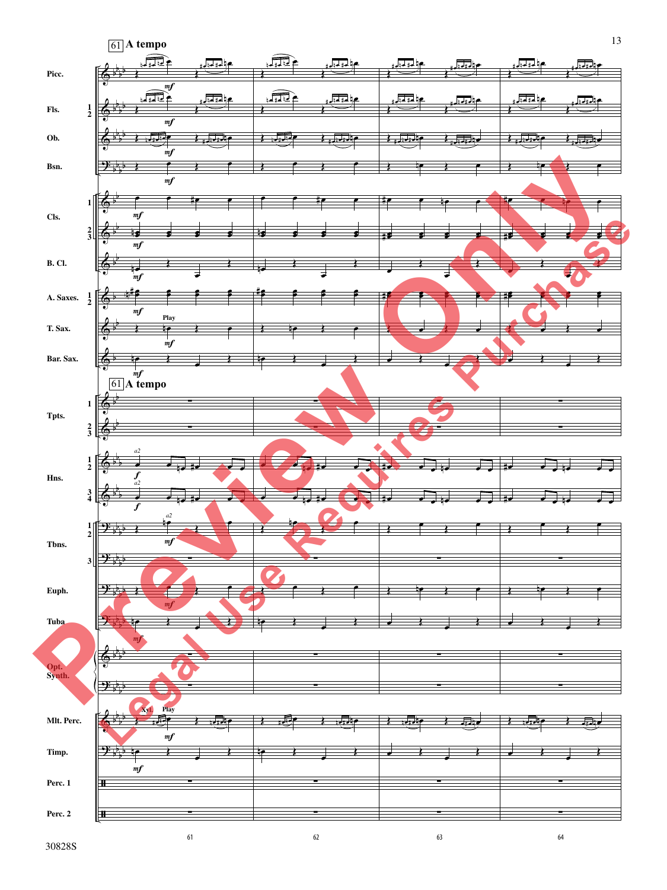**61** A tempo

Picc.

Fls. 1 2

Ob.

Bsn.

Cls. 1 2 3

B. Cl.

A. Saxes. 1 2

T. Sax.

Bar. Sax.

**61** A tempo

Tpts. 1 2 3

Hns. 1 2 3 4

Tbns. 1 2 3

Euph.

Tuba

Opt. Synth.

Mlt. Perc.

Timp.

Perc. 1

Perc. 2

61 62 63 64

30828S